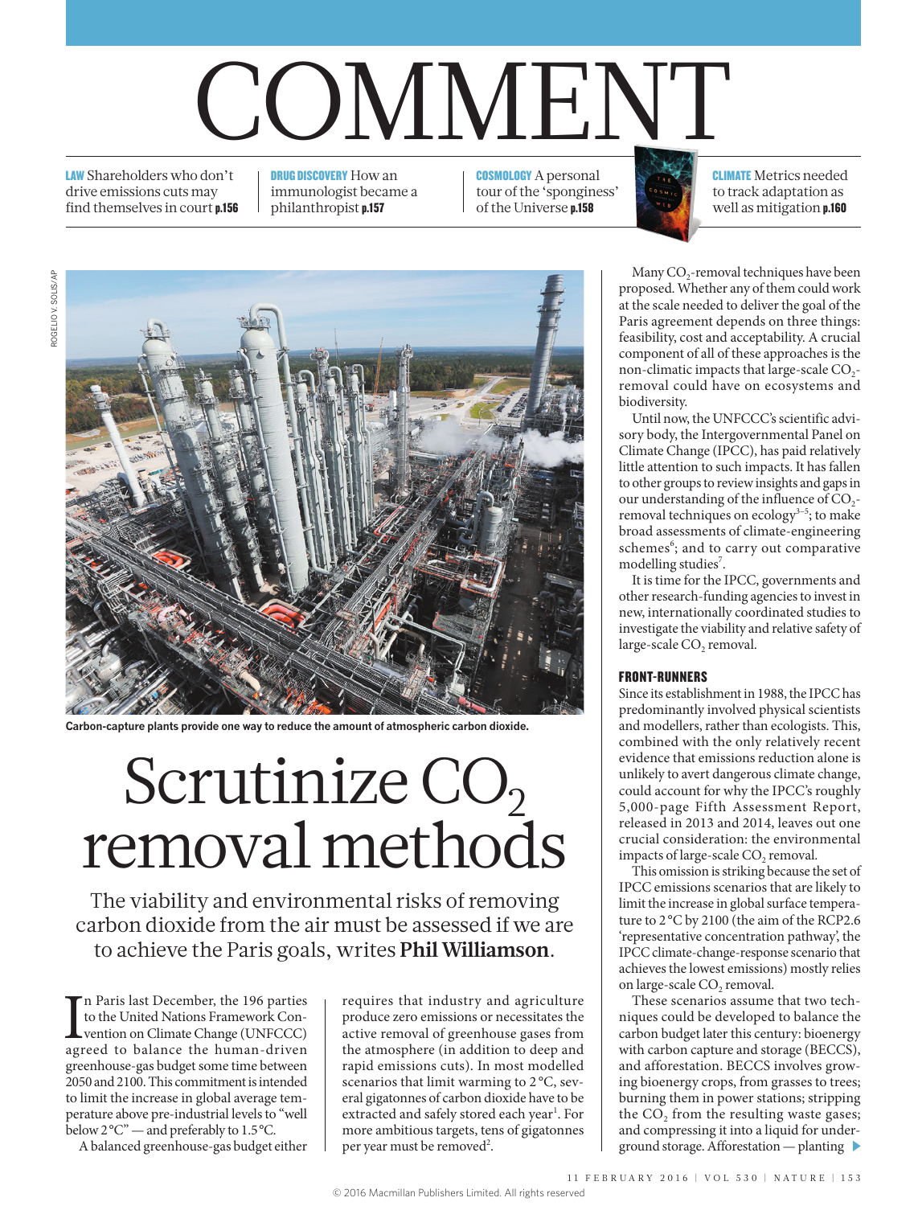# COMMENT

**LAW** Shareholders who don't drive emissions cuts may find themselves in court **p.156**

**DRUG DISCOVERY** How an immunologist became a philanthropist **p.157**

**COSMOLOGY** A personal tour of the 'sponginess' of the Universe **p.158**

**CLIMATE** Metrics needed to track adaptation as well as mitigation **p.160**

ROGELIO V. SOLIS/AP

Carbon-capture plants provide one way to reduce the amount of atmospheric carbon dioxide.

# Scrutinize $CO_2$ removal methods

The viability and environmental risks of removing carbon dioxide from the air must be assessed if we are to achieve the Paris goals, writes **Phil Williamson**.

In Paris last December, the 196 parties to the United Nations Framework Convention on Climate Change (UNFCCC) agreed to balance the human-driven greenhouse-gas budget some time between 2050 and 2100. This commitment is intended to limit the increase in global average temperature above pre-industrial levels to "well below 2 °C" — and preferably to 1.5 °C.

A balanced greenhouse-gas budget either requires that industry and agriculture produce zero emissions or necessitates the active removal of greenhouse gases from the atmosphere (in addition to deep and rapid emissions cuts). In most modelled scenarios that limit warming to 2 °C, several gigatonnes of carbon dioxide have to be extracted and safely stored each year[1]. For more ambitious targets, tens of gigatonnes per year must be removed[2].

Many $CO_2$-removal techniques have been proposed. Whether any of them could work at the scale needed to deliver the goal of the Paris agreement depends on three things: feasibility, cost and acceptability. A crucial component of all of these approaches is the non-climatic impacts that large-scale $CO_2$-removal could have on ecosystems and biodiversity.

Until now, the UNFCCC's scientific advisory body, the Intergovernmental Panel on Climate Change (IPCC), has paid relatively little attention to such impacts. It has fallen to other groups to review insights and gaps in our understanding of the influence of $CO_2$-removal techniques on ecology[3–5]; to make broad assessments of climate-engineering schemes[6]; and to carry out comparative modelling studies[7].

It is time for the IPCC, governments and other research-funding agencies to invest in new, internationally coordinated studies to investigate the viability and relative safety of large-scale $CO_2$ removal.

## FRONT-RUNNERS

Since its establishment in 1988, the IPCC has predominantly involved physical scientists and modellers, rather than ecologists. This, combined with the only relatively recent evidence that emissions reduction alone is unlikely to avert dangerous climate change, could account for why the IPCC's roughly 5,000-page Fifth Assessment Report, released in 2013 and 2014, leaves out one crucial consideration: the environmental impacts of large-scale $CO_2$ removal.

This omission is striking because the set of IPCC emissions scenarios that are likely to limit the increase in global surface temperature to 2 °C by 2100 (the aim of the RCP2.6 'representative concentration pathway', the IPCC climate-change-response scenario that achieves the lowest emissions) mostly relies on large-scale $CO_2$ removal.

These scenarios assume that two techniques could be developed to balance the carbon budget later this century: bioenergy with carbon capture and storage (BECCS), and afforestation. BECCS involves growing bioenergy crops, from grasses to trees; burning them in power stations; stripping the $CO_2$ from the resulting waste gases; and compressing it into a liquid for underground storage. Afforestation — planting ▶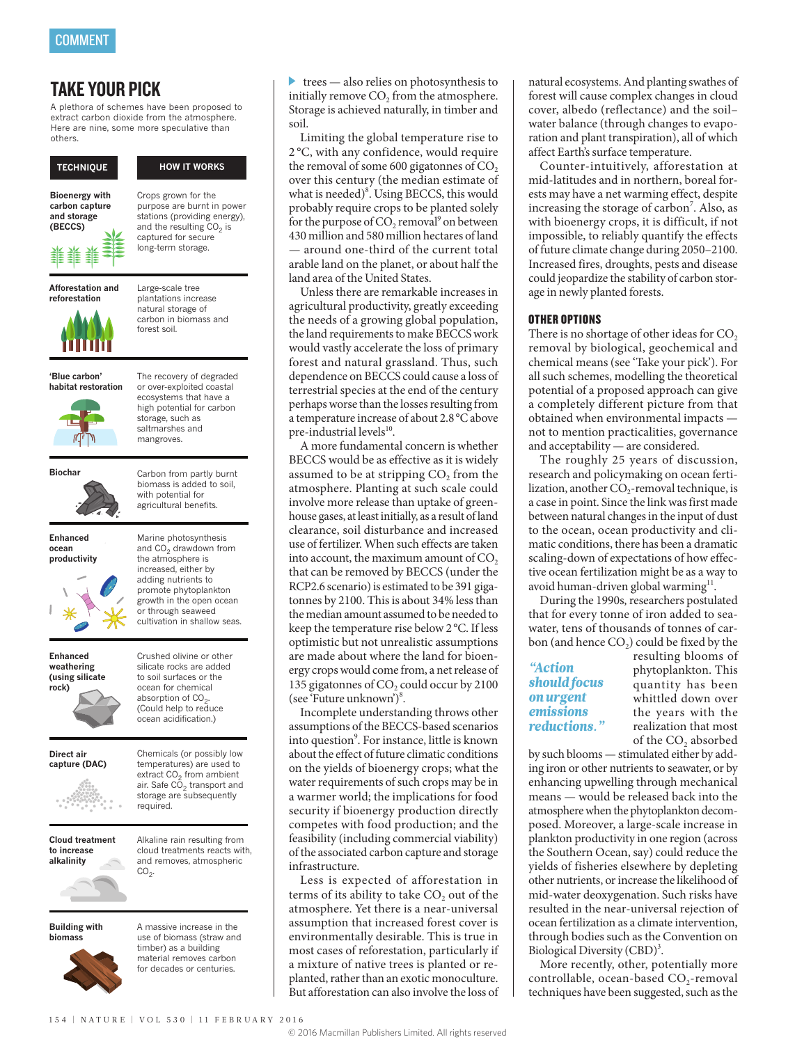## TAKE YOUR PICK

A plethora of schemes have been proposed to extract carbon dioxide from the atmosphere. Here are nine, some more speculative than others.

| TECHNIQUE | HOW IT WORKS |
|---|---|
| **Bioenergy with carbon capture and storage (BECCS)** | Crops grown for the purpose are burnt in power stations (providing energy), and the resulting $CO_2$ is captured for secure long-term storage. |
| **Afforestation and reforestation** | Large-scale tree plantations increase natural storage of carbon in biomass and forest soil. |
| **'Blue carbon' habitat restoration** | The recovery of degraded or over-exploited coastal ecosystems that have a high potential for carbon storage, such as saltmarshes and mangroves. |
| **Biochar** | Carbon from partly burnt biomass is added to soil, with potential for agricultural benefits. |
| **Enhanced ocean productivity** | Marine photosynthesis and $CO_2$ drawdown from the atmosphere is increased, either by adding nutrients to promote phytoplankton growth in the open ocean or through seaweed cultivation in shallow seas. |
| **Enhanced weathering (using silicate rock)** | Crushed olivine or other silicate rocks are added to soil surfaces or the ocean for chemical absorption of $CO_2$. (Could help to reduce ocean acidification.) |
| **Direct air capture (DAC)** | Chemicals (or possibly low temperatures) are used to extract $CO_2$ from ambient air. Safe $CO_2$ transport and storage are subsequently required. |
| **Cloud treatment to increase alkalinity** | Alkaline rain resulting from cloud treatments reacts with, and removes, atmospheric $CO_2$. |
| **Building with biomass** | A massive increase in the use of biomass (straw and timber) as a building material removes carbon for decades or centuries. |

trees — also relies on photosynthesis to initially remove $CO_2$ from the atmosphere. Storage is achieved naturally, in timber and soil.

Limiting the global temperature rise to 2 °C, with any confidence, would require the removal of some 600 gigatonnes of $CO_2$ over this century (the median estimate of what is needed)[8]. Using BECCS, this would probably require crops to be planted solely for the purpose of $CO_2$ removal[9] on between 430 million and 580 million hectares of land — around one-third of the current total arable land on the planet, or about half the land area of the United States.

Unless there are remarkable increases in agricultural productivity, greatly exceeding the needs of a growing global population, the land requirements to make BECCS work would vastly accelerate the loss of primary forest and natural grassland. Thus, such dependence on BECCS could cause a loss of terrestrial species at the end of the century perhaps worse than the losses resulting from a temperature increase of about 2.8 °C above pre-industrial levels[10].

A more fundamental concern is whether BECCS would be as effective as it is widely assumed to be at stripping $CO_2$ from the atmosphere. Planting at such scale could involve more release than uptake of greenhouse gases, at least initially, as a result of land clearance, soil disturbance and increased use of fertilizer. When such effects are taken into account, the maximum amount of $CO_2$ that can be removed by BECCS (under the RCP2.6 scenario) is estimated to be 391 gigatonnes by 2100. This is about 34% less than the median amount assumed to be needed to keep the temperature rise below 2 °C. If less optimistic but not unrealistic assumptions are made about where the land for bioenergy crops would come from, a net release of 135 gigatonnes of $CO_2$ could occur by 2100 (see 'Future unknown')[8].

Incomplete understanding throws other assumptions of the BECCS-based scenarios into question[9]. For instance, little is known about the effect of future climatic conditions on the yields of bioenergy crops; what the water requirements of such crops may be in a warmer world; the implications for food security if bioenergy production directly competes with food production; and the feasibility (including commercial viability) of the associated carbon capture and storage infrastructure.

Less is expected of afforestation in terms of its ability to take $CO_2$ out of the atmosphere. Yet there is a near-universal assumption that increased forest cover is environmentally desirable. This is true in most cases of reforestation, particularly if a mixture of native trees is planted or re-planted, rather than an exotic monoculture. But afforestation can also involve the loss of natural ecosystems. And planting swathes of forest will cause complex changes in cloud cover, albedo (reflectance) and the soil–water balance (through changes to evaporation and plant transpiration), all of which affect Earth's surface temperature.

Counter-intuitively, afforestation at mid-latitudes and in northern, boreal forests may have a net warming effect, despite increasing the storage of carbon[7]. Also, as with bioenergy crops, it is difficult, if not impossible, to reliably quantify the effects of future climate change during 2050–2100. Increased fires, droughts, pests and disease could jeopardize the stability of carbon storage in newly planted forests.

### OTHER OPTIONS

There is no shortage of other ideas for $CO_2$ removal by biological, geochemical and chemical means (see 'Take your pick'). For all such schemes, modelling the theoretical potential of a proposed approach can give a completely different picture from that obtained when environmental impacts — not to mention practicalities, governance and acceptability — are considered.

The roughly 25 years of discussion, research and policymaking on ocean fertilization, another $CO_2$-removal technique, is a case in point. Since the link was first made between natural changes in the input of dust to the ocean, ocean productivity and climatic conditions, there has been a dramatic scaling-down of expectations of how effective ocean fertilization might be as a way to avoid human-driven global warming[11].

During the 1990s, researchers postulated that for every tonne of iron added to seawater, tens of thousands of tonnes of carbon (and hence $CO_2$) could be fixed by the resulting blooms of phytoplankton. This quantity has been whittled down over the years with the realization that most of the $CO_2$ absorbed by such blooms — stimulated either by adding iron or other nutrients to seawater, or by enhancing upwelling through mechanical means — would be released back into the atmosphere when the phytoplankton decomposed. Moreover, a large-scale increase in plankton productivity in one region (across the Southern Ocean, say) could reduce the yields of fisheries elsewhere by depleting other nutrients, or increase the likelihood of mid-water deoxygenation. Such risks have resulted in the near-universal rejection of ocean fertilization as a climate intervention, through bodies such as the Convention on Biological Diversity (CBD)[3].

> *"Action should focus on urgent emissions reductions."*

More recently, other, potentially more controllable, ocean-based $CO_2$-removal techniques have been suggested, such as the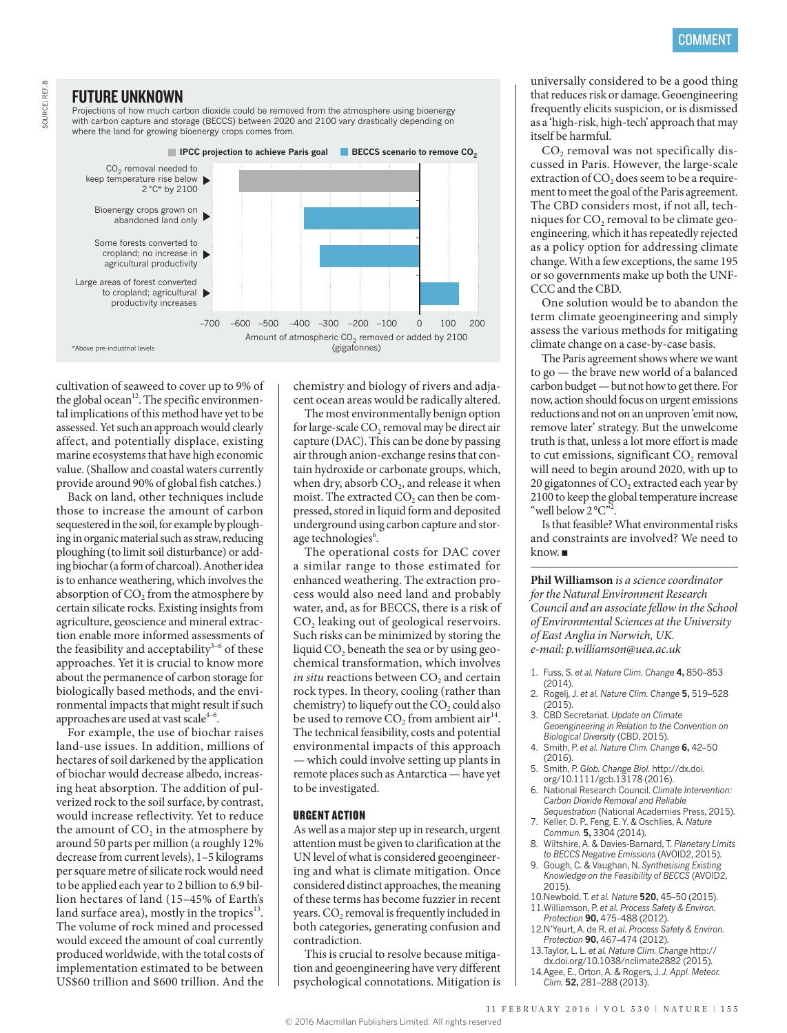## FUTURE UNKNOWN

Projections of how much carbon dioxide could be removed from the atmosphere using bioenergy with carbon capture and storage (BECCS) between 2020 and 2100 vary drastically depending on where the land for growing bioenergy crops comes from.

IPCC projection to achieve Paris goal
BECCS scenario to remove $CO_2$

$CO_2$ removal needed to keep temperature rise below 2 °C* by 2100

Bioenergy crops grown on abandoned land only

Some forests converted to cropland; no increase in agricultural productivity

Large areas of forest converted to cropland; agricultural productivity increases

–700 –600 –500 –400 –300 –200 –100 0 100 200

Amount of atmospheric $CO_2$ removed or added by 2100 (gigatonnes)

*Above pre-industrial levels

SOURCE: REF. 8

cultivation of seaweed to cover up to 9% of the global ocean[12]. The specific environmental implications of this method have yet to be assessed. Yet such an approach would clearly affect, and potentially displace, existing marine ecosystems that have high economic value. (Shallow and coastal waters currently provide around 90% of global fish catches.)

Back on land, other techniques include those to increase the amount of carbon sequestered in the soil, for example by ploughing in organic material such as straw, reducing ploughing (to limit soil disturbance) or adding biochar (a form of charcoal). Another idea is to enhance weathering, which involves the absorption of $CO_2$ from the atmosphere by certain silicate rocks. Existing insights from agriculture, geoscience and mineral extraction enable more informed assessments of the feasibility and acceptability[3–6] of these approaches. Yet it is crucial to know more about the permanence of carbon storage for biologically based methods, and the environmental impacts that might result if such approaches are used at vast scale[4–6].

For example, the use of biochar raises land-use issues. In addition, millions of hectares of soil darkened by the application of biochar would decrease albedo, increasing heat absorption. The addition of pulverized rock to the soil surface, by contrast, would increase reflectivity. Yet to reduce the amount of $CO_2$ in the atmosphere by around 50 parts per million (a roughly 12% decrease from current levels), 1–5 kilograms per square metre of silicate rock would need to be applied each year to 2 billion to 6.9 billion hectares of land (15–45% of Earth's land surface area), mostly in the tropics[13]. The volume of rock mined and processed would exceed the amount of coal currently produced worldwide, with the total costs of implementation estimated to be between US$60 trillion and $600 trillion. And the chemistry and biology of rivers and adjacent ocean areas would be radically altered.

The most environmentally benign option for large-scale $CO_2$ removal may be direct air capture (DAC). This can be done by passing air through anion-exchange resins that contain hydroxide or carbonate groups, which, when dry, absorb $CO_2$, and release it when moist. The extracted $CO_2$ can then be compressed, stored in liquid form and deposited underground using carbon capture and storage technologies[6].

The operational costs for DAC cover a similar range to those estimated for enhanced weathering. The extraction process would also need land and probably water, and, as for BECCS, there is a risk of $CO_2$ leaking out of geological reservoirs. Such risks can be minimized by storing the liquid $CO_2$ beneath the sea or by using geochemical transformation, which involves *in situ* reactions between $CO_2$ and certain rock types. In theory, cooling (rather than chemistry) to liquefy out the $CO_2$ could also be used to remove $CO_2$ from ambient air[14]. The technical feasibility, costs and potential environmental impacts of this approach — which could involve setting up plants in remote places such as Antarctica — have yet to be investigated.

### URGENT ACTION

As well as a major step up in research, urgent attention must be given to clarification at the UN level of what is considered geoengineering and what is climate mitigation. Once considered distinct approaches, the meaning of these terms has become fuzzier in recent years. $CO_2$ removal is frequently included in both categories, generating confusion and contradiction.

This is crucial to resolve because mitigation and geoengineering have very different psychological connotations. Mitigation is universally considered to be a good thing that reduces risk or damage. Geoengineering frequently elicits suspicion, or is dismissed as a 'high-risk, high-tech' approach that may itself be harmful.

$CO_2$ removal was not specifically discussed in Paris. However, the large-scale extraction of $CO_2$ does seem to be a requirement to meet the goal of the Paris agreement. The CBD considers most, if not all, techniques for $CO_2$ removal to be climate geoengineering, which it has repeatedly rejected as a policy option for addressing climate change. With a few exceptions, the same 195 or so governments make up both the UNFCCC and the CBD.

One solution would be to abandon the term climate geoengineering and simply assess the various methods for mitigating climate change on a case-by-case basis.

The Paris agreement shows where we want to go — the brave new world of a balanced carbon budget — but not how to get there. For now, action should focus on urgent emissions reductions and not on an unproven 'emit now, remove later' strategy. But the unwelcome truth is that, unless a lot more effort is made to cut emissions, significant $CO_2$ removal will need to begin around 2020, with up to 20 gigatonnes of $CO_2$ extracted each year by 2100 to keep the global temperature increase "well below 2 °C"[2].

Is that feasible? What environmental risks and constraints are involved? We need to know. ■

**Phil Williamson** *is a science coordinator for the Natural Environment Research Council and an associate fellow in the School of Environmental Sciences at the University of East Anglia in Norwich, UK.*
*e-mail: p.williamson@uea.ac.uk*

1. Fuss, S. *et al. Nature Clim. Change* **4,** 850–853 (2014).
2. Rogelj, J. *et al. Nature Clim. Change* **5,** 519–528 (2015).
3. CBD Secretariat. *Update on Climate Geoengineering in Relation to the Convention on Biological Diversity* (CBD, 2015).
4. Smith, P. *et al. Nature Clim. Change* **6,** 42–50 (2016).
5. Smith, P. *Glob. Change Biol.* http://dx.doi.org/10.1111/gcb.13178 (2016).
6. National Research Council. *Climate Intervention: Carbon Dioxide Removal and Reliable Sequestration* (National Academies Press, 2015).
7. Keller, D. P., Feng, E. Y. & Oschlies, A. *Nature Commun.* **5,** 3304 (2014).
8. Wiltshire, A. & Davies-Barnard, T. *Planetary Limits to BECCS Negative Emissions* (AVOID2, 2015).
9. Gough, C. & Vaughan, N. *Synthesising Existing Knowledge on the Feasibility of BECCS* (AVOID2, 2015).
10. Newbold, T. *et al. Nature* **520,** 45–50 (2015).
11. Williamson, P. *et al. Process Safety & Environ. Protection* **90,** 475–488 (2012).
12. N'Yeurt, A. de R. *et al. Process Safety & Environ. Protection* **90,** 467–474 (2012).
13. Taylor, L. L. *et al. Nature Clim. Change* http://dx.doi.org/10.1038/nclimate2882 (2015).
14. Agee, E., Orton, A. & Rogers, J. *J. Appl. Meteor. Clim.* **52,** 281–288 (2013).